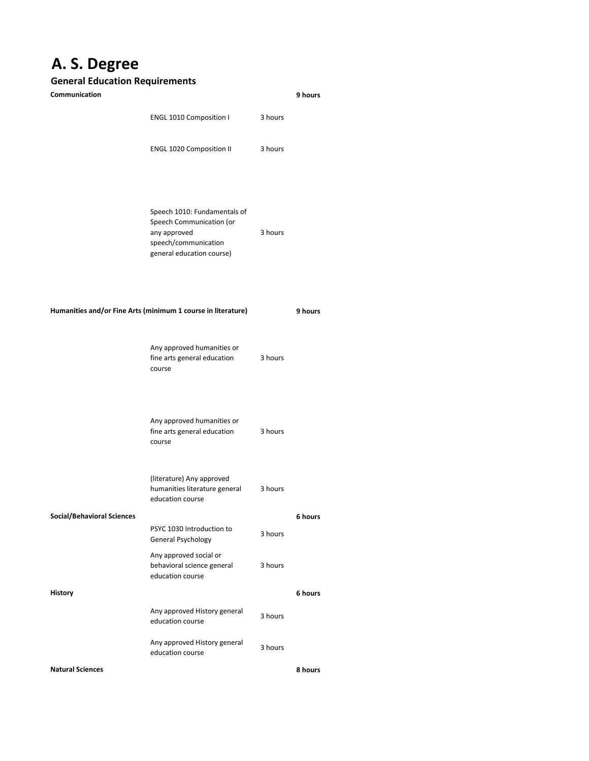# A. S. Degree

## General Education Requirements

| | | | |
|---|---|---|---|
| **Communication** | | | **9 hours** |
| | ENGL 1010 Composition I | 3 hours | |
| | ENGL 1020 Composition II | 3 hours | |
| | Speech 1010: Fundamentals of Speech Communication (or any approved speech/communication general education course) | 3 hours | |
| **Humanities and/or Fine Arts (minimum 1 course in literature)** | | | **9 hours** |
| | Any approved humanities or fine arts general education course | 3 hours | |
| | Any approved humanities or fine arts general education course | 3 hours | |
| | (literature) Any approved humanities literature general education course | 3 hours | |
| **Social/Behavioral Sciences** | | | **6 hours** |
| | PSYC 1030 Introduction to General Psychology | 3 hours | |
| | Any approved social or behavioral science general education course | 3 hours | |
| **History** | | | **6 hours** |
| | Any approved History general education course | 3 hours | |
| | Any approved History general education course | 3 hours | |
| **Natural Sciences** | | | **8 hours** |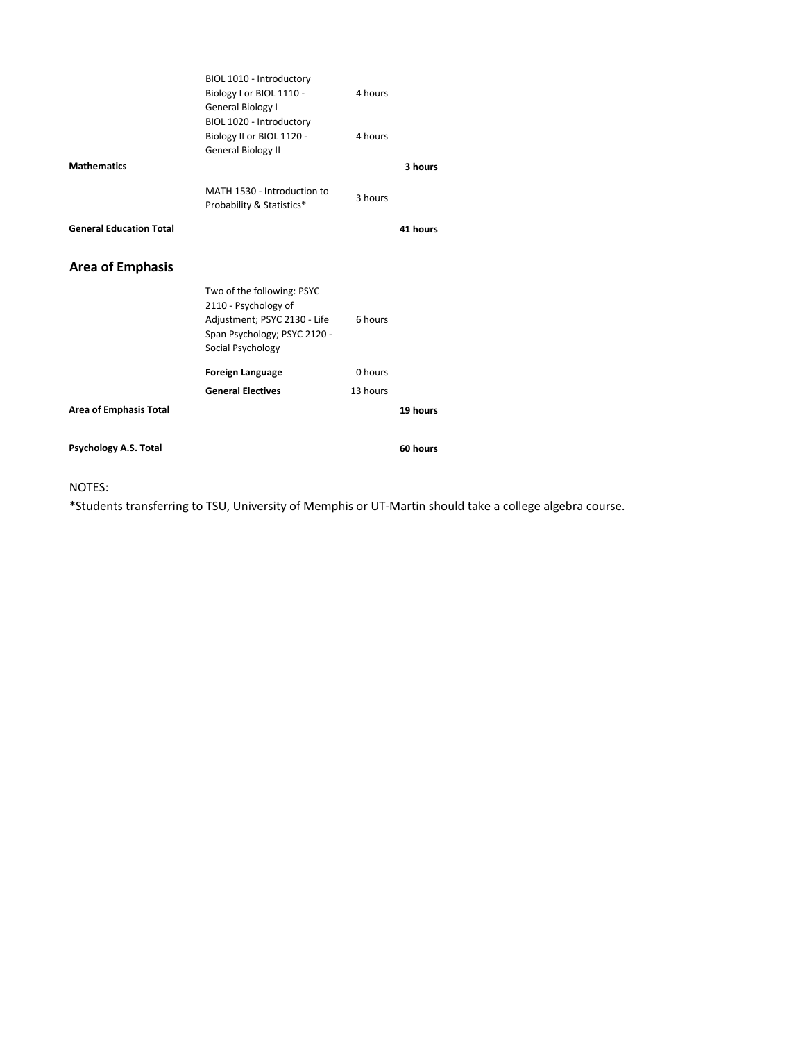| | | | |
|---|---|---|---|
| | BIOL 1010 - Introductory Biology I or BIOL 1110 - General Biology I | 4 hours | |
| | BIOL 1020 - Introductory Biology II or BIOL 1120 - General Biology II | 4 hours | |
| **Mathematics** | | | **3 hours** |
| | MATH 1530 - Introduction to Probability & Statistics* | 3 hours | |
| **General Education Total** | | | **41 hours** |

## Area of Emphasis

| | | | |
|---|---|---|---|
| | Two of the following: PSYC 2110 - Psychology of Adjustment; PSYC 2130 - Life Span Psychology; PSYC 2120 - Social Psychology | 6 hours | |
| | **Foreign Language** | 0 hours | |
| | **General Electives** | 13 hours | |
| **Area of Emphasis Total** | | | **19 hours** |
| **Psychology A.S. Total** | | | **60 hours** |

NOTES:

*Students transferring to TSU, University of Memphis or UT-Martin should take a college algebra course.